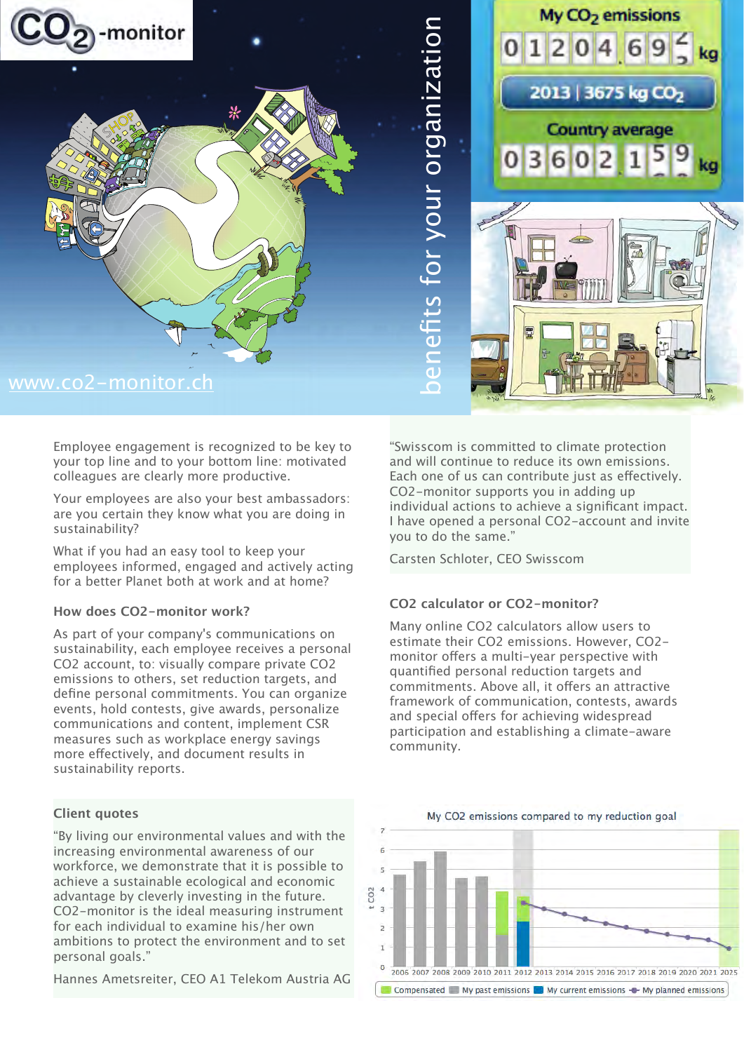$CO_2$-monitor

www.co2-monitor.ch

# benefits for your organization

My $CO_2$ emissions

01204.695 kg

2013 | 3675 kg $CO_2$

Country average

03602.159 kg

Employee engagement is recognized to be key to your top line and to your bottom line: motivated colleagues are clearly more productive.

Your employees are also your best ambassadors: are you certain they know what you are doing in sustainability?

What if you had an easy tool to keep your employees informed, engaged and actively acting for a better Planet both at work and at home?

### How does CO2-monitor work?

As part of your company's communications on sustainability, each employee receives a personal CO2 account, to: visually compare private CO2 emissions to others, set reduction targets, and define personal commitments. You can organize events, hold contests, give awards, personalize communications and content, implement CSR measures such as workplace energy savings more effectively, and document results in sustainability reports.

### Client quotes

"By living our environmental values and with the increasing environmental awareness of our workforce, we demonstrate that it is possible to achieve a sustainable ecological and economic advantage by cleverly investing in the future. CO2-monitor is the ideal measuring instrument for each individual to examine his/her own ambitions to protect the environment and to set personal goals."

Hannes Ametsreiter, CEO A1 Telekom Austria AG

"Swisscom is committed to climate protection and will continue to reduce its own emissions. Each one of us can contribute just as effectively. CO2-monitor supports you in adding up individual actions to achieve a significant impact. I have opened a personal CO2-account and invite you to do the same."

Carsten Schloter, CEO Swisscom

### CO2 calculator or CO2-monitor?

Many online CO2 calculators allow users to estimate their CO2 emissions. However, CO2-monitor offers a multi-year perspective with quantified personal reduction targets and commitments. Above all, it offers an attractive framework of communication, contests, awards and special offers for achieving widespread participation and establishing a climate-aware community.

My CO2 emissions compared to my reduction goal

Legend: Compensated | My past emissions | My current emissions | My planned emissions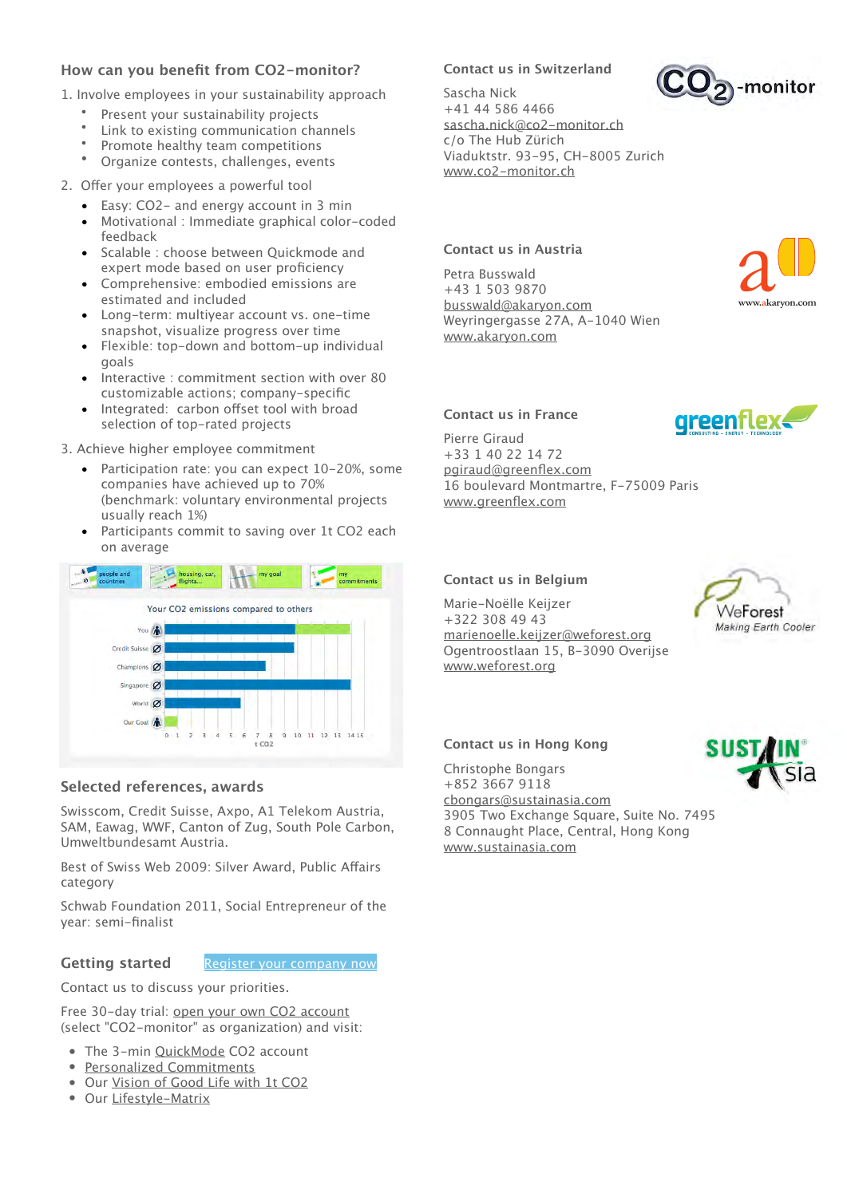## How can you benefit from CO2-monitor?

1. Involve employees in your sustainability approach
   - Present your sustainability projects
   - Link to existing communication channels
   - Promote healthy team competitions
   - Organize contests, challenges, events
2. Offer your employees a powerful tool
   - Easy: CO2- and energy account in 3 min
   - Motivational : Immediate graphical color-coded feedback
   - Scalable : choose between Quickmode and expert mode based on user proficiency
   - Comprehensive: embodied emissions are estimated and included
   - Long-term: multiyear account vs. one-time snapshot, visualize progress over time
   - Flexible: top-down and bottom-up individual goals
   - Interactive : commitment section with over 80 customizable actions; company-specific
   - Integrated: carbon offset tool with broad selection of top-rated projects
3. Achieve higher employee commitment
   - Participation rate: you can expect 10-20%, some companies have achieved up to 70% (benchmark: voluntary environmental projects usually reach 1%)
   - Participants commit to saving over 1t CO2 each on average

people and countries
housing, car, flights...
my goal
my commitments

Your CO2 emissions compared to others

You
Credit Suisse
Champions
Singapore
World
Our Goal

0 1 2 3 4 5 6 7 8 9 10 11 12 13 14 15
t CO2

## Selected references, awards

Swisscom, Credit Suisse, Axpo, A1 Telekom Austria, SAM, Eawag, WWF, Canton of Zug, South Pole Carbon, Umweltbundesamt Austria.

Best of Swiss Web 2009: Silver Award, Public Affairs category

Schwab Foundation 2011, Social Entrepreneur of the year: semi-finalist

## Getting started

Register your company now

Contact us to discuss your priorities.

Free 30-day trial: open your own CO2 account (select "CO2-monitor" as organization) and visit:

- The 3-min QuickMode CO2 account
- Personalized Commitments
- Our Vision of Good Life with 1t CO2
- Our Lifestyle-Matrix

CO2-monitor

### Contact us in Switzerland

Sascha Nick
+41 44 586 4466
sascha.nick@co2-monitor.ch
c/o The Hub Zürich
Viaduktstr. 93-95, CH-8005 Zurich
www.co2-monitor.ch

### Contact us in Austria

www.akaryon.com

Petra Busswald
+43 1 503 9870
busswald@akaryon.com
Weyringergasse 27A, A-1040 Wien
www.akaryon.com

### Contact us in France

greenflex CONSULTING - ENERGY - TECHNOLOGY

Pierre Giraud
+33 1 40 22 14 72
pgiraud@greenflex.com
16 boulevard Montmartre, F-75009 Paris
www.greenflex.com

### Contact us in Belgium

WeForest Making Earth Cooler

Marie-Noëlle Keijzer
+322 308 49 43
marienoelle.keijzer@weforest.org
Ogentroostlaan 15, B-3090 Overijse
www.weforest.org

### Contact us in Hong Kong

SUSTAINsia

Christophe Bongars
+852 3667 9118
cbongars@sustainasia.com
3905 Two Exchange Square, Suite No. 7495
8 Connaught Place, Central, Hong Kong
www.sustainasia.com